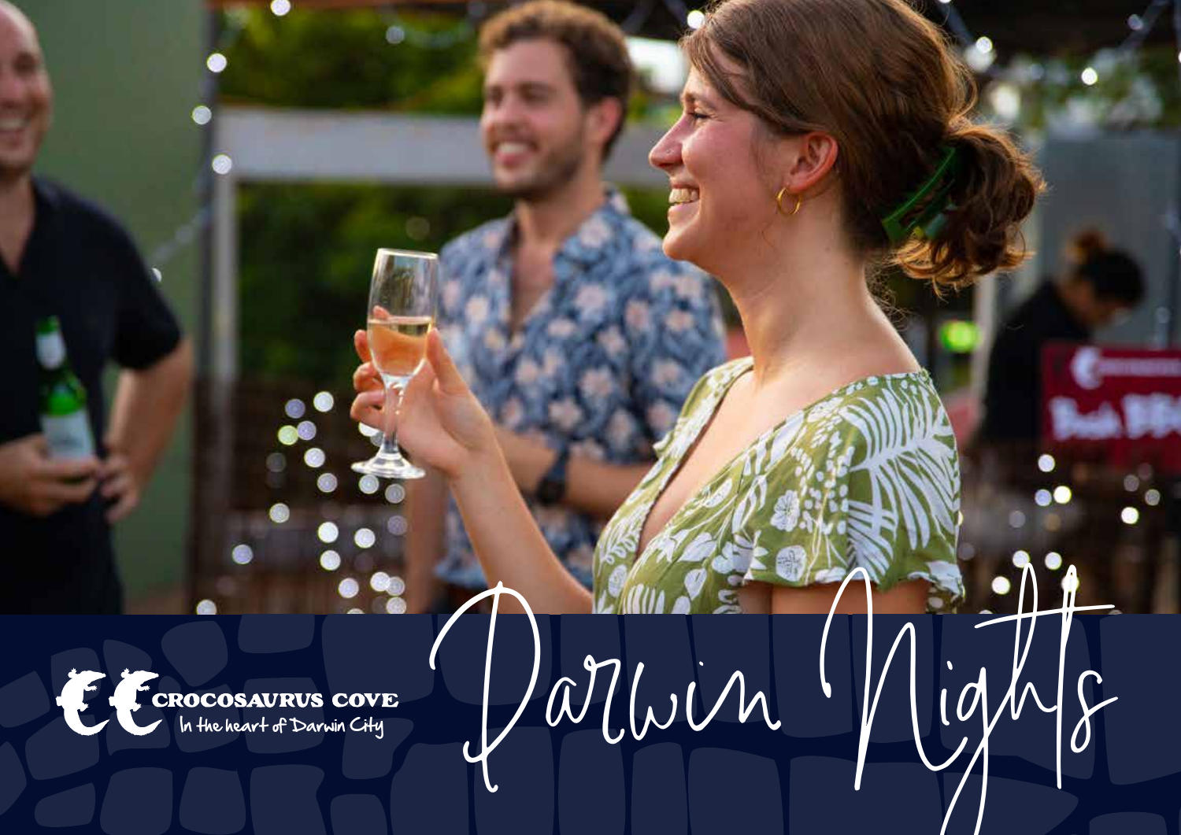CROCOSAURUS COVE

In the heart of Darwin City

# Darwin Nights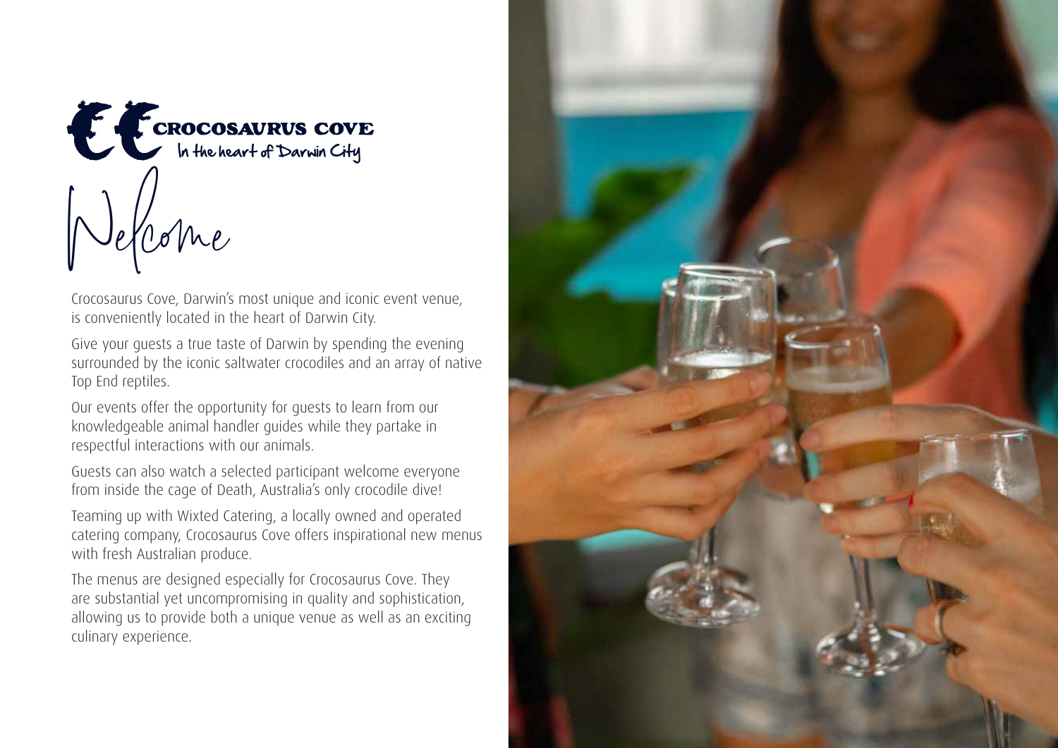# CROCOSAURUS COVE

In the heart of Darwin City

## Welcome

Crocosaurus Cove, Darwin's most unique and iconic event venue, is conveniently located in the heart of Darwin City.

Give your guests a true taste of Darwin by spending the evening surrounded by the iconic saltwater crocodiles and an array of native Top End reptiles.

Our events offer the opportunity for guests to learn from our knowledgeable animal handler guides while they partake in respectful interactions with our animals.

Guests can also watch a selected participant welcome everyone from inside the cage of Death, Australia's only crocodile dive!

Teaming up with Wixted Catering, a locally owned and operated catering company, Crocosaurus Cove offers inspirational new menus with fresh Australian produce.

The menus are designed especially for Crocosaurus Cove. They are substantial yet uncompromising in quality and sophistication, allowing us to provide both a unique venue as well as an exciting culinary experience.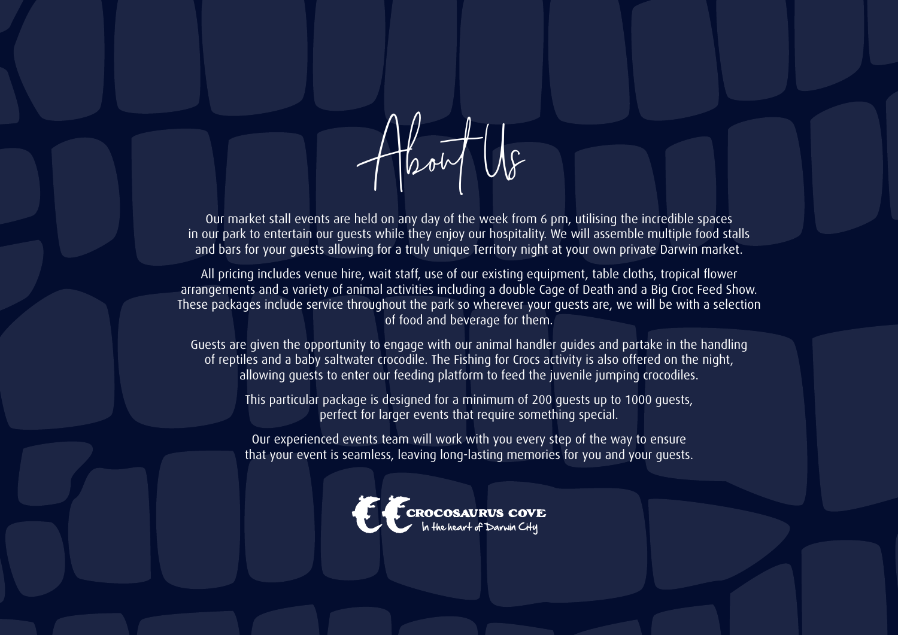# About Us

Our market stall events are held on any day of the week from 6 pm, utilising the incredible spaces in our park to entertain our guests while they enjoy our hospitality. We will assemble multiple food stalls and bars for your guests allowing for a truly unique Territory night at your own private Darwin market.

All pricing includes venue hire, wait staff, use of our existing equipment, table cloths, tropical flower arrangements and a variety of animal activities including a double Cage of Death and a Big Croc Feed Show. These packages include service throughout the park so wherever your guests are, we will be with a selection of food and beverage for them.

Guests are given the opportunity to engage with our animal handler guides and partake in the handling of reptiles and a baby saltwater crocodile. The Fishing for Crocs activity is also offered on the night, allowing guests to enter our feeding platform to feed the juvenile jumping crocodiles.

This particular package is designed for a minimum of 200 guests up to 1000 guests, perfect for larger events that require something special.

Our experienced events team will work with you every step of the way to ensure that your event is seamless, leaving long-lasting memories for you and your guests.

CROCOSAURUS COVE
In the heart of Darwin City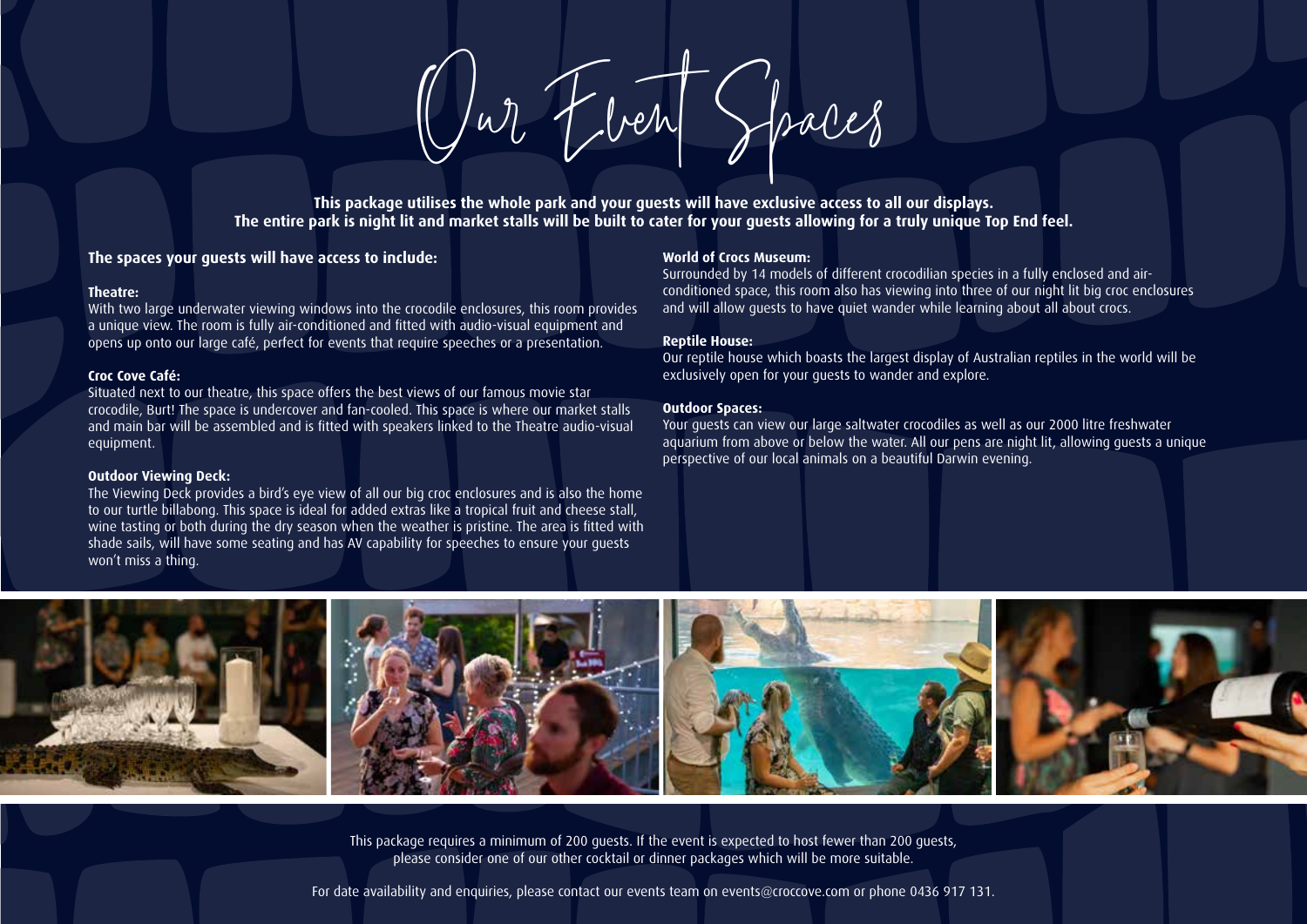# Our Event Spaces

**This package utilises the whole park and your guests will have exclusive access to all our displays. The entire park is night lit and market stalls will be built to cater for your guests allowing for a truly unique Top End feel.**

## The spaces your guests will have access to include:

**Theatre:**
With two large underwater viewing windows into the crocodile enclosures, this room provides a unique view. The room is fully air-conditioned and fitted with audio-visual equipment and opens up onto our large café, perfect for events that require speeches or a presentation.

**Croc Cove Café:**
Situated next to our theatre, this space offers the best views of our famous movie star crocodile, Burt! The space is undercover and fan-cooled. This space is where our market stalls and main bar will be assembled and is fitted with speakers linked to the Theatre audio-visual equipment.

**Outdoor Viewing Deck:**
The Viewing Deck provides a bird's eye view of all our big croc enclosures and is also the home to our turtle billabong. This space is ideal for added extras like a tropical fruit and cheese stall, wine tasting or both during the dry season when the weather is pristine. The area is fitted with shade sails, will have some seating and has AV capability for speeches to ensure your guests won't miss a thing.

**World of Crocs Museum:**
Surrounded by 14 models of different crocodilian species in a fully enclosed and air-conditioned space, this room also has viewing into three of our night lit big croc enclosures and will allow guests to have quiet wander while learning about all about crocs.

**Reptile House:**
Our reptile house which boasts the largest display of Australian reptiles in the world will be exclusively open for your guests to wander and explore.

**Outdoor Spaces:**
Your guests can view our large saltwater crocodiles as well as our 2000 litre freshwater aquarium from above or below the water. All our pens are night lit, allowing guests a unique perspective of our local animals on a beautiful Darwin evening.

This package requires a minimum of 200 guests. If the event is expected to host fewer than 200 guests, please consider one of our other cocktail or dinner packages which will be more suitable.

For date availability and enquiries, please contact our events team on events@croccove.com or phone 0436 917 131.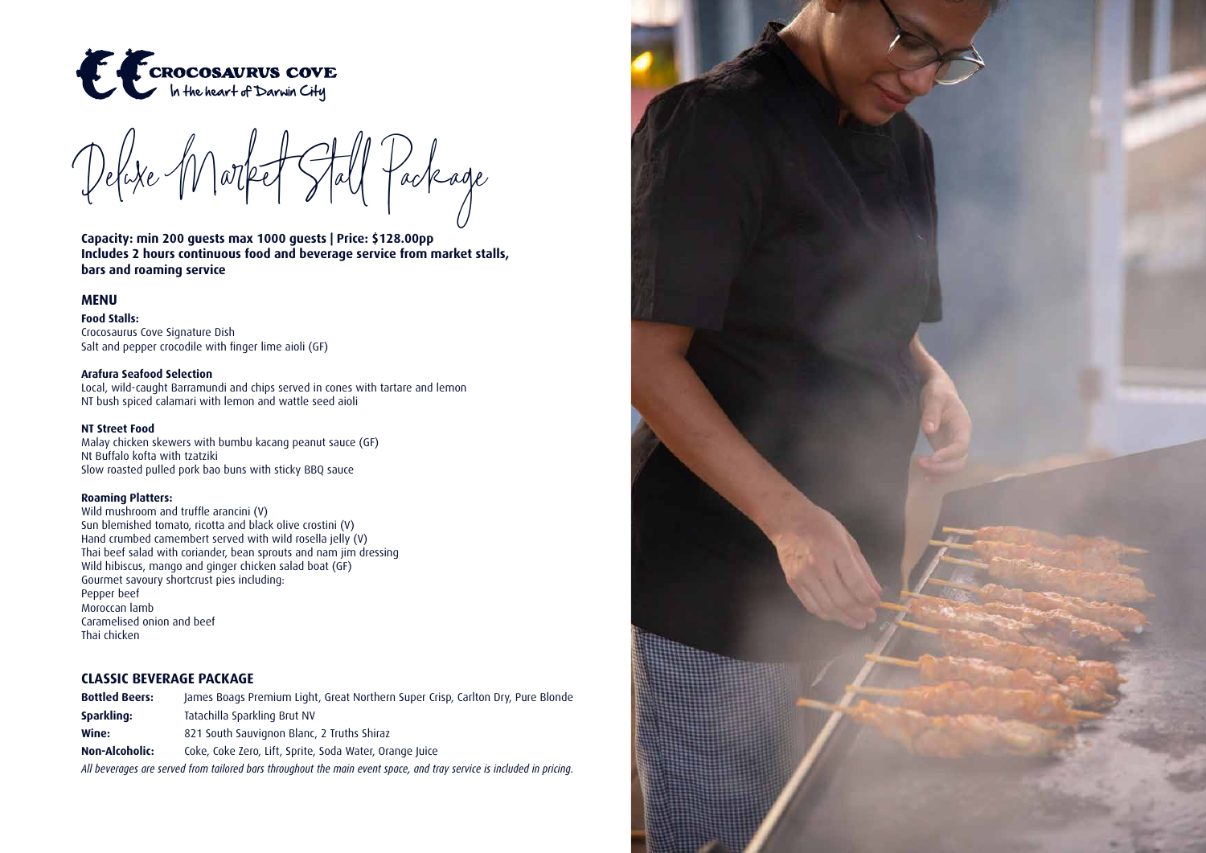CROCOSAURUS COVE
In the heart of Darwin City

# Deluxe Market Stall Package

**Capacity: min 200 guests max 1000 guests | Price: $128.00pp**
**Includes 2 hours continuous food and beverage service from market stalls, bars and roaming service**

## MENU

**Food Stalls:**
Crocosaurus Cove Signature Dish
Salt and pepper crocodile with finger lime aioli (GF)

**Arafura Seafood Selection**
Local, wild-caught Barramundi and chips served in cones with tartare and lemon
NT bush spiced calamari with lemon and wattle seed aioli

**NT Street Food**
Malay chicken skewers with bumbu kacang peanut sauce (GF)
Nt Buffalo kofta with tzatziki
Slow roasted pulled pork bao buns with sticky BBQ sauce

**Roaming Platters:**
Wild mushroom and truffle arancini (V)
Sun blemished tomato, ricotta and black olive crostini (V)
Hand crumbed camembert served with wild rosella jelly (V)
Thai beef salad with coriander, bean sprouts and nam jim dressing
Wild hibiscus, mango and ginger chicken salad boat (GF)
Gourmet savoury shortcrust pies including:
Pepper beef
Moroccan lamb
Caramelised onion and beef
Thai chicken

## CLASSIC BEVERAGE PACKAGE

| | |
|---|---|
| **Bottled Beers:** | James Boags Premium Light, Great Northern Super Crisp, Carlton Dry, Pure Blonde |
| **Sparkling:** | Tatachilla Sparkling Brut NV |
| **Wine:** | 821 South Sauvignon Blanc, 2 Truths Shiraz |
| **Non-Alcoholic:** | Coke, Coke Zero, Lift, Sprite, Soda Water, Orange Juice |

*All beverages are served from tailored bars throughout the main event space, and tray service is included in pricing.*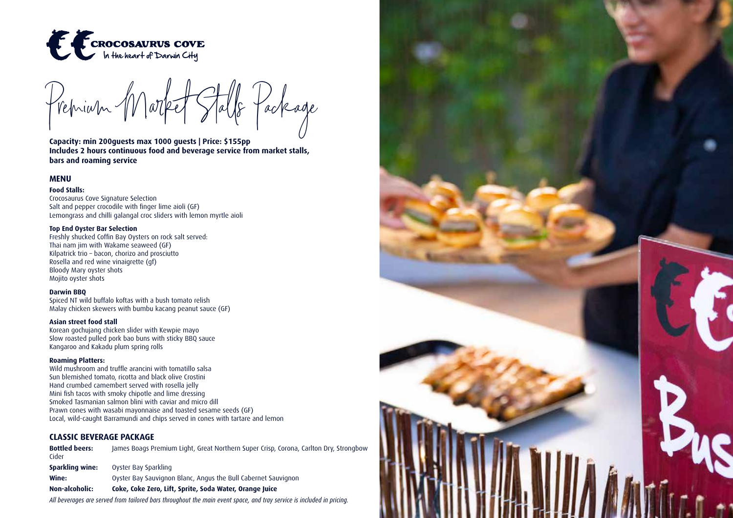CROCOSAURUS COVE
In the heart of Darwin City

# Premium Market Stalls Package

**Capacity: min 200guests max 1000 guests | Price: $155pp**
**Includes 2 hours continuous food and beverage service from market stalls, bars and roaming service**

## MENU

**Food Stalls:**
Crocosaurus Cove Signature Selection
Salt and pepper crocodile with finger lime aioli (GF)
Lemongrass and chilli galangal croc sliders with lemon myrtle aioli

**Top End Oyster Bar Selection**
Freshly shucked Coffin Bay Oysters on rock salt served:
Thai nam jim with Wakame seaweed (GF)
Kilpatrick trio – bacon, chorizo and prosciutto
Rosella and red wine vinaigrette (gf)
Bloody Mary oyster shots
Mojito oyster shots

**Darwin BBQ**
Spiced NT wild buffalo koftas with a bush tomato relish
Malay chicken skewers with bumbu kacang peanut sauce (GF)

**Asian street food stall**
Korean gochujang chicken slider with Kewpie mayo
Slow roasted pulled pork bao buns with sticky BBQ sauce
Kangaroo and Kakadu plum spring rolls

**Roaming Platters:**
Wild mushroom and truffle arancini with tomatillo salsa
Sun blemished tomato, ricotta and black olive Crostini
Hand crumbed camembert served with rosella jelly
Mini fish tacos with smoky chipotle and lime dressing
Smoked Tasmanian salmon blini with caviar and micro dill
Prawn cones with wasabi mayonnaise and toasted sesame seeds (GF)
Local, wild-caught Barramundi and chips served in cones with tartare and lemon

## CLASSIC BEVERAGE PACKAGE

**Bottled beers:** James Boags Premium Light, Great Northern Super Crisp, Corona, Carlton Dry, Strongbow Cider

**Sparkling wine:** Oyster Bay Sparkling

**Wine:** Oyster Bay Sauvignon Blanc, Angus the Bull Cabernet Sauvignon

**Non-alcoholic:** **Coke, Coke Zero, Lift, Sprite, Soda Water, Orange Juice**

*All beverages are served from tailored bars throughout the main event space, and tray service is included in pricing.*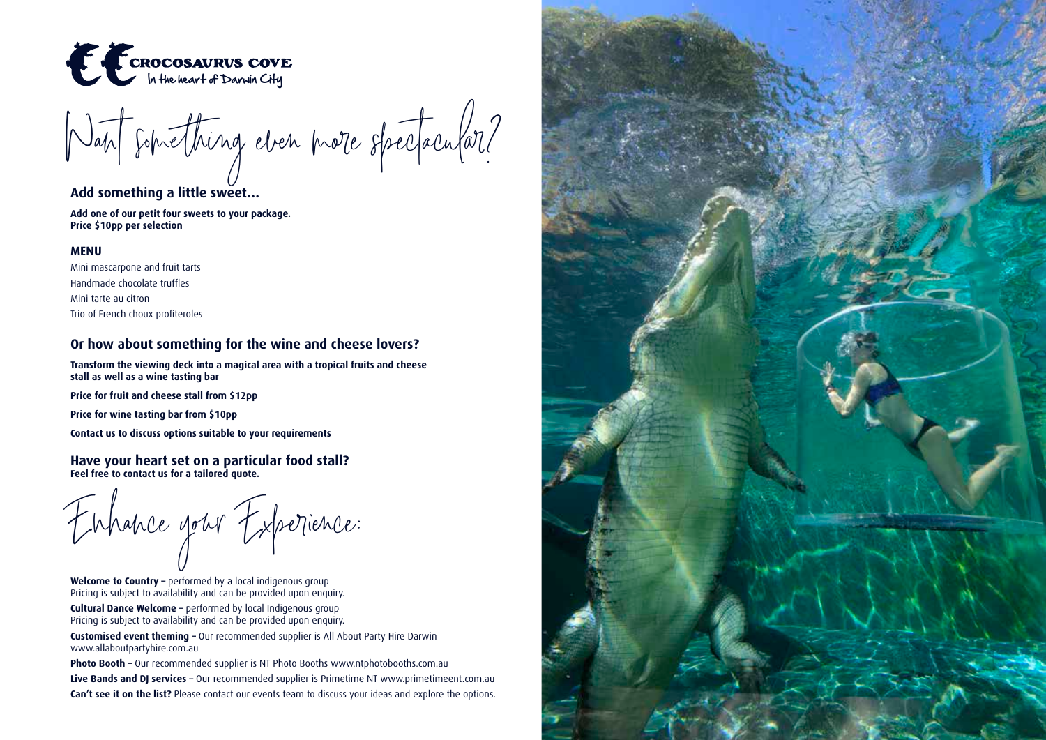CROCOSAURUS COVE
In the heart of Darwin City

# Want something even more spectacular?

## Add something a little sweet...

**Add one of our petit four sweets to your package.**
**Price $10pp per selection**

**MENU**

Mini mascarpone and fruit tarts
Handmade chocolate truffles
Mini tarte au citron
Trio of French choux profiteroles

## Or how about something for the wine and cheese lovers?

**Transform the viewing deck into a magical area with a tropical fruits and cheese stall as well as a wine tasting bar**

**Price for fruit and cheese stall from $12pp**

**Price for wine tasting bar from $10pp**

**Contact us to discuss options suitable to your requirements**

## Have your heart set on a particular food stall?

**Feel free to contact us for a tailored quote.**

# Enhance your Experience:

**Welcome to Country –** performed by a local indigenous group
Pricing is subject to availability and can be provided upon enquiry.

**Cultural Dance Welcome –** performed by local Indigenous group
Pricing is subject to availability and can be provided upon enquiry.

**Customised event theming –** Our recommended supplier is All About Party Hire Darwin www.allaboutpartyhire.com.au

**Photo Booth –** Our recommended supplier is NT Photo Booths www.ntphotobooths.com.au

**Live Bands and DJ services –** Our recommended supplier is Primetime NT www.primetimeent.com.au

**Can't see it on the list?** Please contact our events team to discuss your ideas and explore the options.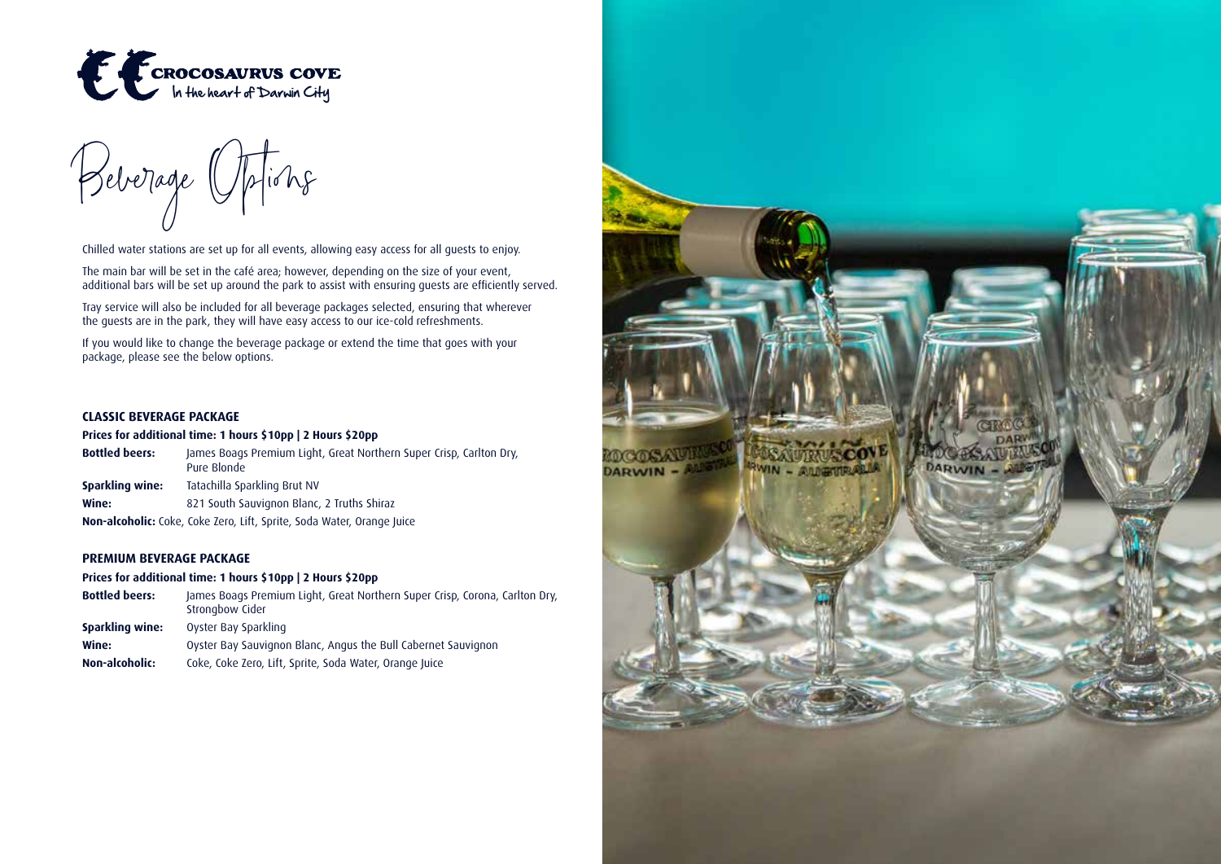CROCOSAURUS COVE
In the heart of Darwin City

# Beverage Options

Chilled water stations are set up for all events, allowing easy access for all guests to enjoy.

The main bar will be set in the café area; however, depending on the size of your event, additional bars will be set up around the park to assist with ensuring guests are efficiently served.

Tray service will also be included for all beverage packages selected, ensuring that wherever the guests are in the park, they will have easy access to our ice-cold refreshments.

If you would like to change the beverage package or extend the time that goes with your package, please see the below options.

## CLASSIC BEVERAGE PACKAGE

**Prices for additional time: 1 hours $10pp | 2 Hours $20pp**

**Bottled beers:** James Boags Premium Light, Great Northern Super Crisp, Carlton Dry, Pure Blonde

**Sparkling wine:** Tatachilla Sparkling Brut NV

**Wine:** 821 South Sauvignon Blanc, 2 Truths Shiraz

**Non-alcoholic:** Coke, Coke Zero, Lift, Sprite, Soda Water, Orange Juice

## PREMIUM BEVERAGE PACKAGE

**Prices for additional time: 1 hours $10pp | 2 Hours $20pp**

**Bottled beers:** James Boags Premium Light, Great Northern Super Crisp, Corona, Carlton Dry, Strongbow Cider

**Sparkling wine:** Oyster Bay Sparkling

**Wine:** Oyster Bay Sauvignon Blanc, Angus the Bull Cabernet Sauvignon

**Non-alcoholic:** Coke, Coke Zero, Lift, Sprite, Soda Water, Orange Juice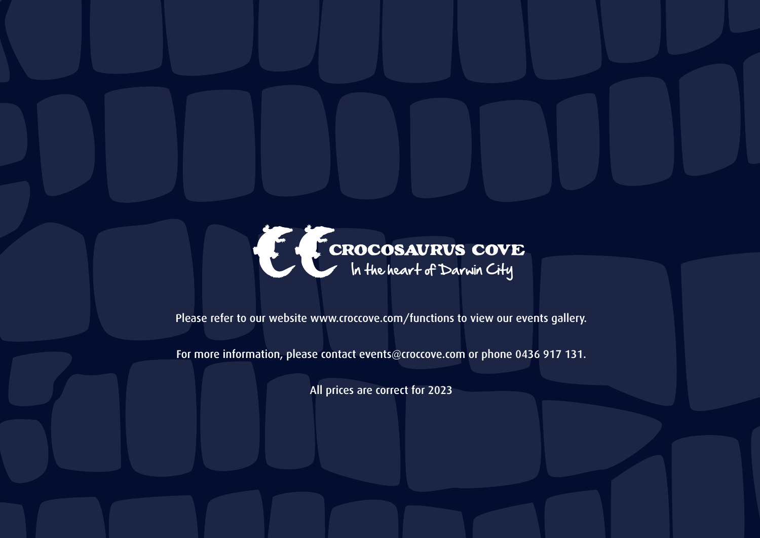CROCOSAURUS COVE

In the heart of Darwin City

Please refer to our website www.croccove.com/functions to view our events gallery.

For more information, please contact events@croccove.com or phone 0436 917 131.

All prices are correct for 2023